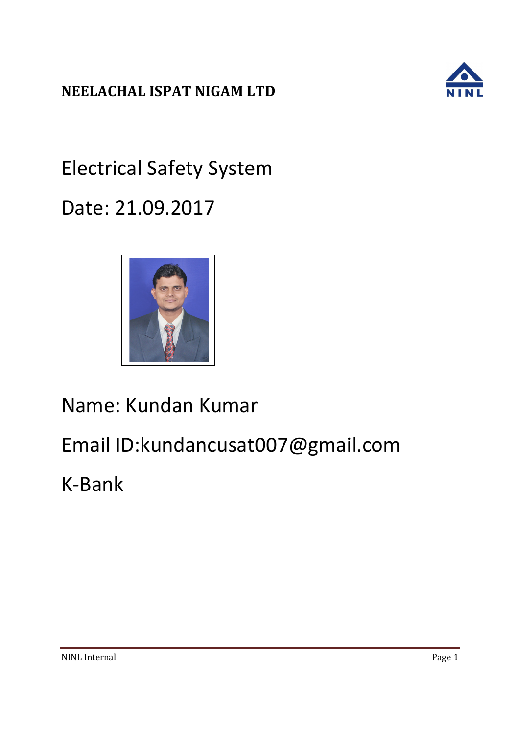**NEELACHAL ISPAT NIGAM LTD**

# Electrical Safety System

Date: 21.09.2017

Name: Kundan Kumar

Email ID:kundancusat007@gmail.com

K-Bank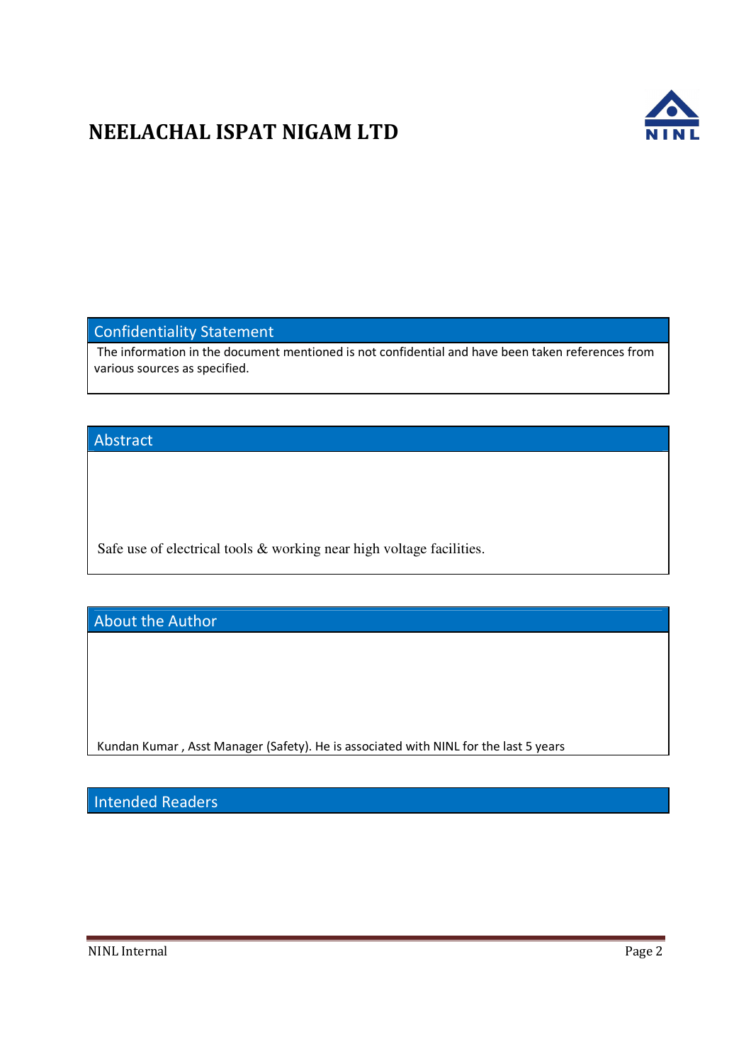# NEELACHAL ISPAT NIGAM LTD

## Confidentiality Statement

The information in the document mentioned is not confidential and have been taken references from various sources as specified.

## Abstract

Safe use of electrical tools & working near high voltage facilities.

## About the Author

Kundan Kumar , Asst Manager (Safety). He is associated with NINL for the last 5 years

## Intended Readers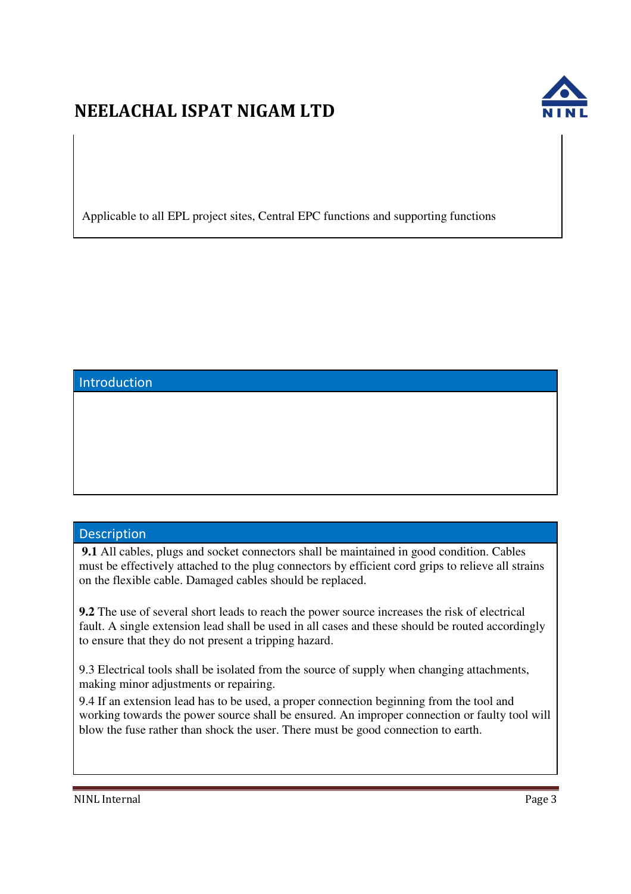# NEELACHAL ISPAT NIGAM LTD

Applicable to all EPL project sites, Central EPC functions and supporting functions

## Introduction

## Description

**9.1** All cables, plugs and socket connectors shall be maintained in good condition. Cables must be effectively attached to the plug connectors by efficient cord grips to relieve all strains on the flexible cable. Damaged cables should be replaced.

**9.2** The use of several short leads to reach the power source increases the risk of electrical fault. A single extension lead shall be used in all cases and these should be routed accordingly to ensure that they do not present a tripping hazard.

9.3 Electrical tools shall be isolated from the source of supply when changing attachments, making minor adjustments or repairing.

9.4 If an extension lead has to be used, a proper connection beginning from the tool and working towards the power source shall be ensured. An improper connection or faulty tool will blow the fuse rather than shock the user. There must be good connection to earth.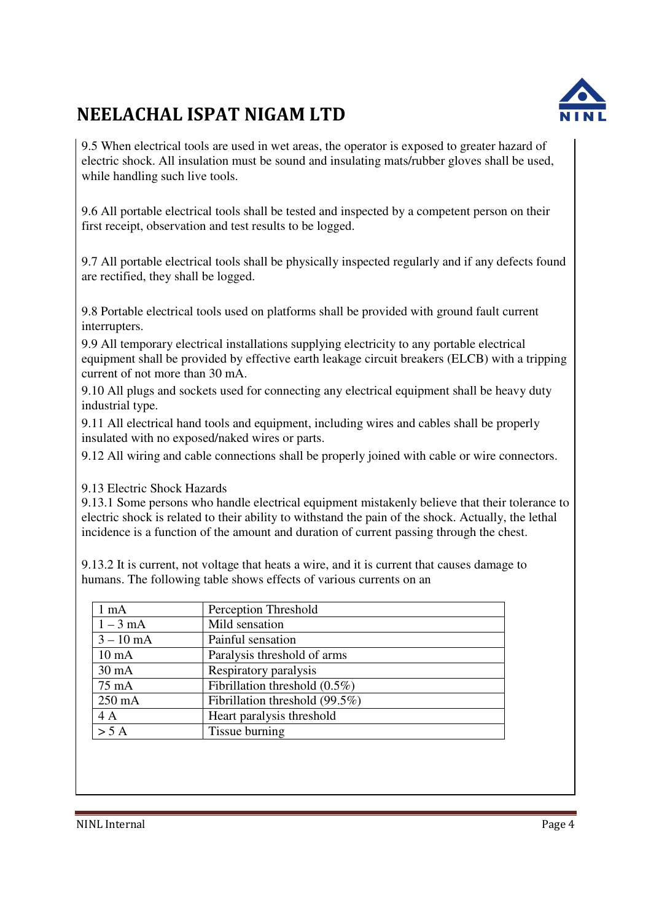9.5 When electrical tools are used in wet areas, the operator is exposed to greater hazard of electric shock. All insulation must be sound and insulating mats/rubber gloves shall be used, while handling such live tools.

9.6 All portable electrical tools shall be tested and inspected by a competent person on their first receipt, observation and test results to be logged.

9.7 All portable electrical tools shall be physically inspected regularly and if any defects found are rectified, they shall be logged.

9.8 Portable electrical tools used on platforms shall be provided with ground fault current interrupters.

9.9 All temporary electrical installations supplying electricity to any portable electrical equipment shall be provided by effective earth leakage circuit breakers (ELCB) with a tripping current of not more than 30 mA.

9.10 All plugs and sockets used for connecting any electrical equipment shall be heavy duty industrial type.

9.11 All electrical hand tools and equipment, including wires and cables shall be properly insulated with no exposed/naked wires or parts.

9.12 All wiring and cable connections shall be properly joined with cable or wire connectors.

9.13 Electric Shock Hazards

9.13.1 Some persons who handle electrical equipment mistakenly believe that their tolerance to electric shock is related to their ability to withstand the pain of the shock. Actually, the lethal incidence is a function of the amount and duration of current passing through the chest.

9.13.2 It is current, not voltage that heats a wire, and it is current that causes damage to humans. The following table shows effects of various currents on an

| 1 mA | Perception Threshold |
|---|---|
| 1 – 3 mA | Mild sensation |
| 3 – 10 mA | Painful sensation |
| 10 mA | Paralysis threshold of arms |
| 30 mA | Respiratory paralysis |
| 75 mA | Fibrillation threshold (0.5%) |
| 250 mA | Fibrillation threshold (99.5%) |
| 4 A | Heart paralysis threshold |
| > 5 A | Tissue burning |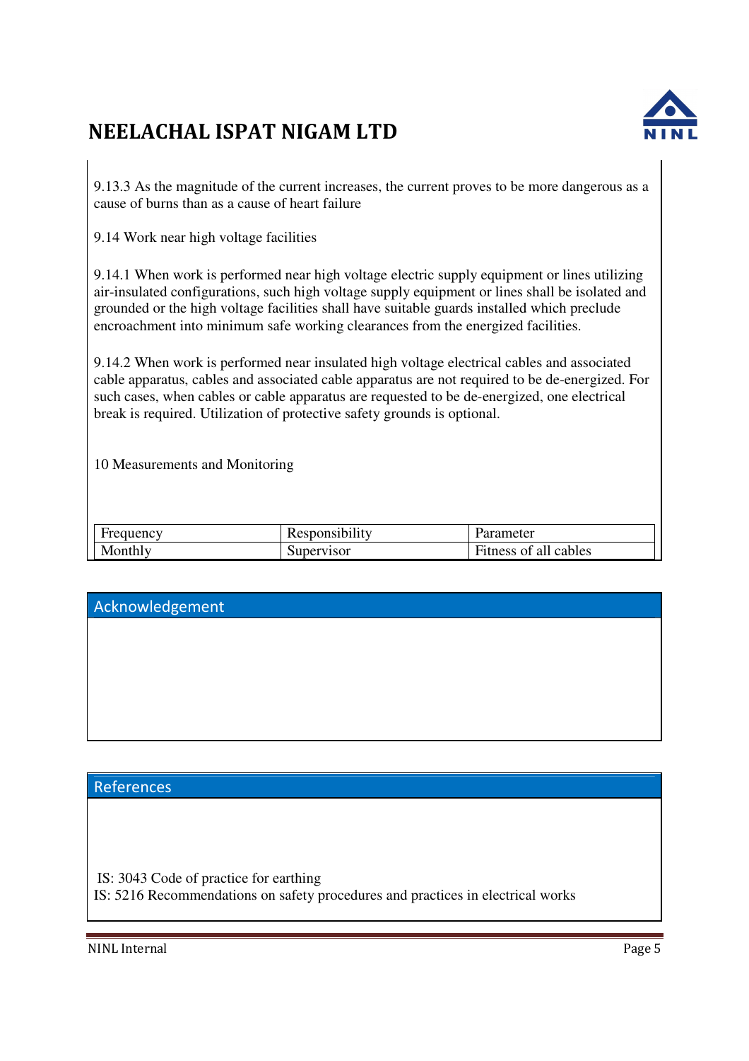9.13.3 As the magnitude of the current increases, the current proves to be more dangerous as a cause of burns than as a cause of heart failure

9.14 Work near high voltage facilities

9.14.1 When work is performed near high voltage electric supply equipment or lines utilizing air-insulated configurations, such high voltage supply equipment or lines shall be isolated and grounded or the high voltage facilities shall have suitable guards installed which preclude encroachment into minimum safe working clearances from the energized facilities.

9.14.2 When work is performed near insulated high voltage electrical cables and associated cable apparatus, cables and associated cable apparatus are not required to be de-energized. For such cases, when cables or cable apparatus are requested to be de-energized, one electrical break is required. Utilization of protective safety grounds is optional.

10 Measurements and Monitoring

| Frequency | Responsibility | Parameter |
|---|---|---|
| Monthly | Supervisor | Fitness of all cables |

## Acknowledgement

## References

IS: 3043 Code of practice for earthing
IS: 5216 Recommendations on safety procedures and practices in electrical works